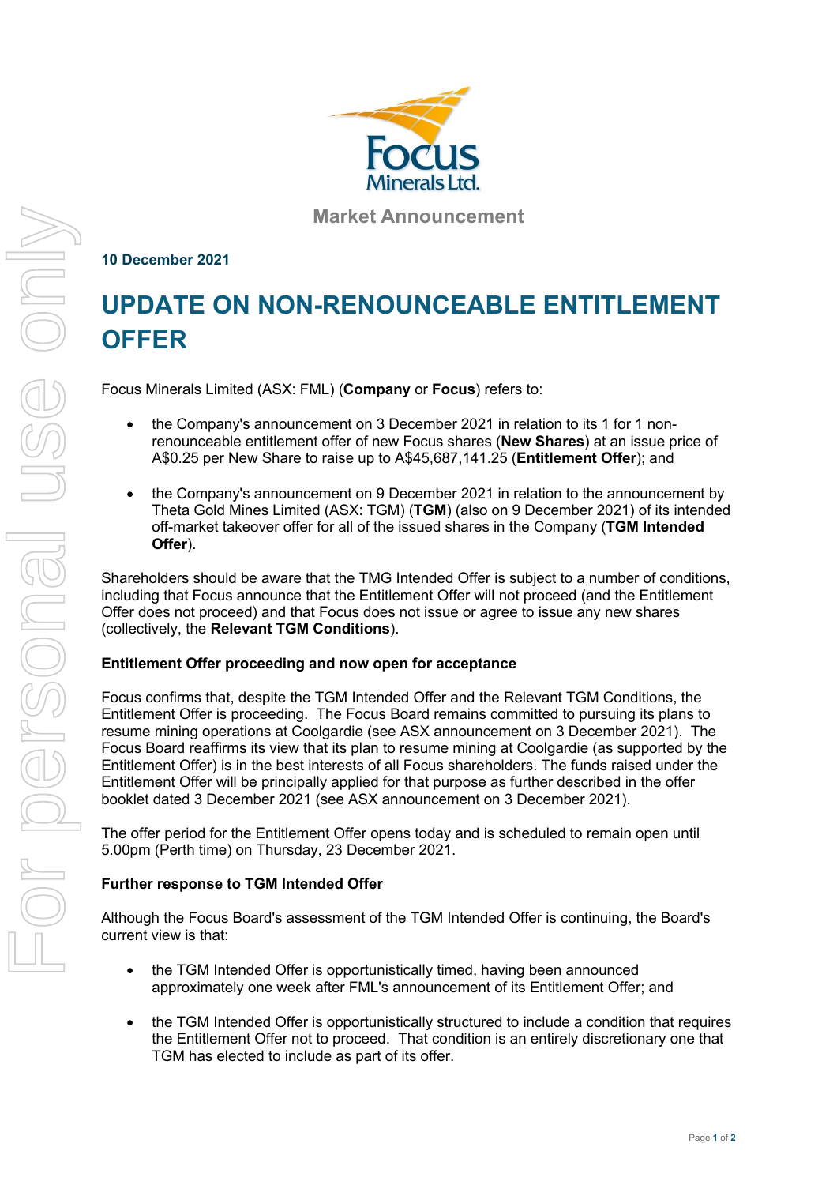Focus Minerals Ltd.

Market Announcement

**10 December 2021**

# UPDATE ON NON-RENOUNCEABLE ENTITLEMENT OFFER

Focus Minerals Limited (ASX: FML) (**Company** or **Focus**) refers to:

- the Company's announcement on 3 December 2021 in relation to its 1 for 1 non-renounceable entitlement offer of new Focus shares (**New Shares**) at an issue price of A$0.25 per New Share to raise up to A$45,687,141.25 (**Entitlement Offer**); and
- the Company's announcement on 9 December 2021 in relation to the announcement by Theta Gold Mines Limited (ASX: TGM) (**TGM**) (also on 9 December 2021) of its intended off-market takeover offer for all of the issued shares in the Company (**TGM Intended Offer**).

Shareholders should be aware that the TMG Intended Offer is subject to a number of conditions, including that Focus announce that the Entitlement Offer will not proceed (and the Entitlement Offer does not proceed) and that Focus does not issue or agree to issue any new shares (collectively, the **Relevant TGM Conditions**).

**Entitlement Offer proceeding and now open for acceptance**

Focus confirms that, despite the TGM Intended Offer and the Relevant TGM Conditions, the Entitlement Offer is proceeding. The Focus Board remains committed to pursuing its plans to resume mining operations at Coolgardie (see ASX announcement on 3 December 2021). The Focus Board reaffirms its view that its plan to resume mining at Coolgardie (as supported by the Entitlement Offer) is in the best interests of all Focus shareholders. The funds raised under the Entitlement Offer will be principally applied for that purpose as further described in the offer booklet dated 3 December 2021 (see ASX announcement on 3 December 2021).

The offer period for the Entitlement Offer opens today and is scheduled to remain open until 5.00pm (Perth time) on Thursday, 23 December 2021.

**Further response to TGM Intended Offer**

Although the Focus Board's assessment of the TGM Intended Offer is continuing, the Board's current view is that:

- the TGM Intended Offer is opportunistically timed, having been announced approximately one week after FML's announcement of its Entitlement Offer; and
- the TGM Intended Offer is opportunistically structured to include a condition that requires the Entitlement Offer not to proceed. That condition is an entirely discretionary one that TGM has elected to include as part of its offer.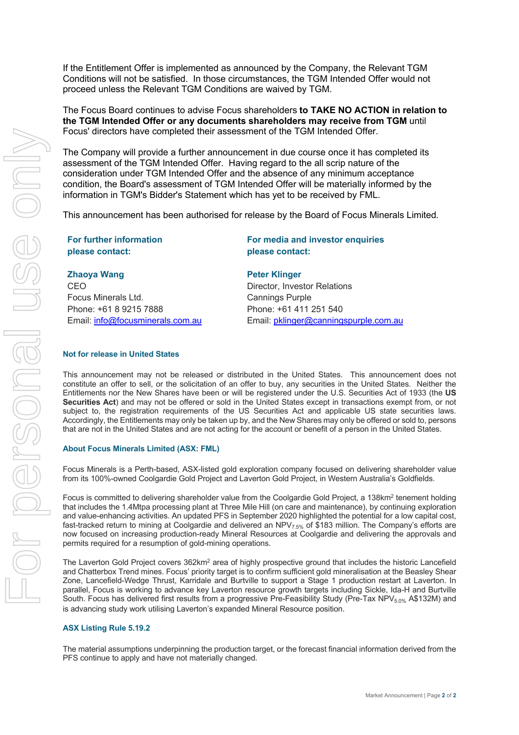If the Entitlement Offer is implemented as announced by the Company, the Relevant TGM Conditions will not be satisfied. In those circumstances, the TGM Intended Offer would not proceed unless the Relevant TGM Conditions are waived by TGM.

The Focus Board continues to advise Focus shareholders **to TAKE NO ACTION in relation to the TGM Intended Offer or any documents shareholders may receive from TGM** until Focus' directors have completed their assessment of the TGM Intended Offer.

The Company will provide a further announcement in due course once it has completed its assessment of the TGM Intended Offer. Having regard to the all scrip nature of the consideration under TGM Intended Offer and the absence of any minimum acceptance condition, the Board's assessment of TGM Intended Offer will be materially informed by the information in TGM's Bidder's Statement which has yet to be received by FML.

This announcement has been authorised for release by the Board of Focus Minerals Limited.

**For further information please contact:**

**Zhaoya Wang**
CEO
Focus Minerals Ltd.
Phone: +61 8 9215 7888
Email: info@focusminerals.com.au

**For media and investor enquiries please contact:**

**Peter Klinger**
Director, Investor Relations
Cannings Purple
Phone: +61 411 251 540
Email: pklinger@canningspurple.com.au

### Not for release in United States

This announcement may not be released or distributed in the United States. This announcement does not constitute an offer to sell, or the solicitation of an offer to buy, any securities in the United States. Neither the Entitlements nor the New Shares have been or will be registered under the U.S. Securities Act of 1933 (the **US Securities Act**) and may not be offered or sold in the United States except in transactions exempt from, or not subject to, the registration requirements of the US Securities Act and applicable US state securities laws. Accordingly, the Entitlements may only be taken up by, and the New Shares may only be offered or sold to, persons that are not in the United States and are not acting for the account or benefit of a person in the United States.

### About Focus Minerals Limited (ASX: FML)

Focus Minerals is a Perth-based, ASX-listed gold exploration company focused on delivering shareholder value from its 100%-owned Coolgardie Gold Project and Laverton Gold Project, in Western Australia's Goldfields.

Focus is committed to delivering shareholder value from the Coolgardie Gold Project, a 138km$^2$ tenement holding that includes the 1.4Mtpa processing plant at Three Mile Hill (on care and maintenance), by continuing exploration and value-enhancing activities. An updated PFS in September 2020 highlighted the potential for a low capital cost, fast-tracked return to mining at Coolgardie and delivered an $NPV_{7.5\%}$ of $183 million. The Company's efforts are now focused on increasing production-ready Mineral Resources at Coolgardie and delivering the approvals and permits required for a resumption of gold-mining operations.

The Laverton Gold Project covers 362km$^2$ area of highly prospective ground that includes the historic Lancefield and Chatterbox Trend mines. Focus' priority target is to confirm sufficient gold mineralisation at the Beasley Shear Zone, Lancefield-Wedge Thrust, Karridale and Burtville to support a Stage 1 production restart at Laverton. In parallel, Focus is working to advance key Laverton resource growth targets including Sickle, Ida-H and Burtville South. Focus has delivered first results from a progressive Pre-Feasibility Study (Pre-Tax $NPV_{5.0\%}$ A$132M) and is advancing study work utilising Laverton's expanded Mineral Resource position.

### ASX Listing Rule 5.19.2

The material assumptions underpinning the production target, or the forecast financial information derived from the PFS continue to apply and have not materially changed.